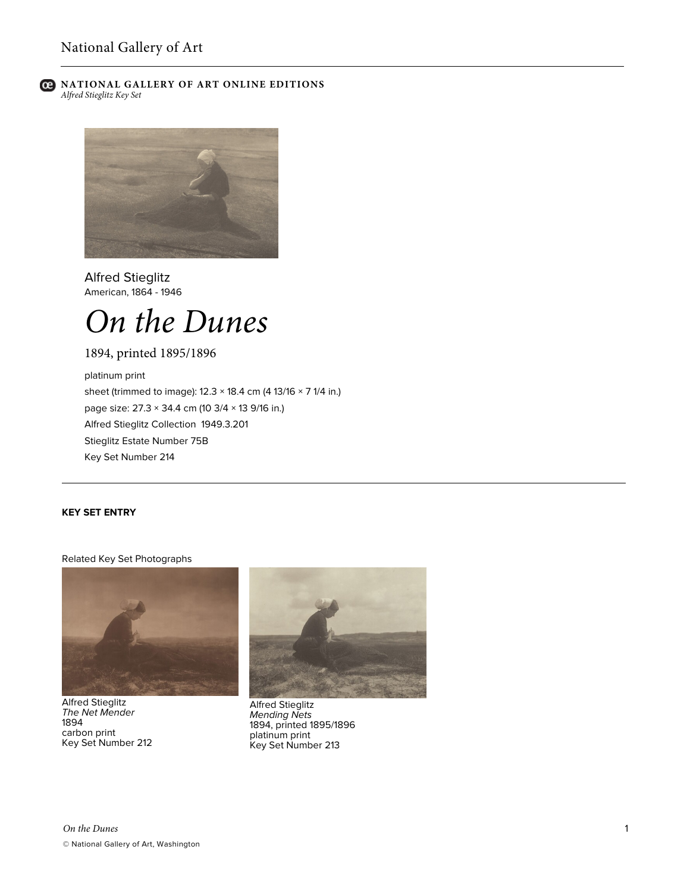National Gallery of Art

**NATIONAL GALLERY OF ART ONLINE EDITIONS**
*Alfred Stieglitz Key Set*

Alfred Stieglitz
American, 1864 - 1946

# *On the Dunes*

1894, printed 1895/1896

platinum print
sheet (trimmed to image): 12.3 × 18.4 cm (4 13/16 × 7 1/4 in.)
page size: 27.3 × 34.4 cm (10 3/4 × 13 9/16 in.)
Alfred Stieglitz Collection 1949.3.201
Stieglitz Estate Number 75B
Key Set Number 214

## KEY SET ENTRY

Related Key Set Photographs

Alfred Stieglitz
*The Net Mender*
1894
carbon print
Key Set Number 212

Alfred Stieglitz
*Mending Nets*
1894, printed 1895/1896
platinum print
Key Set Number 213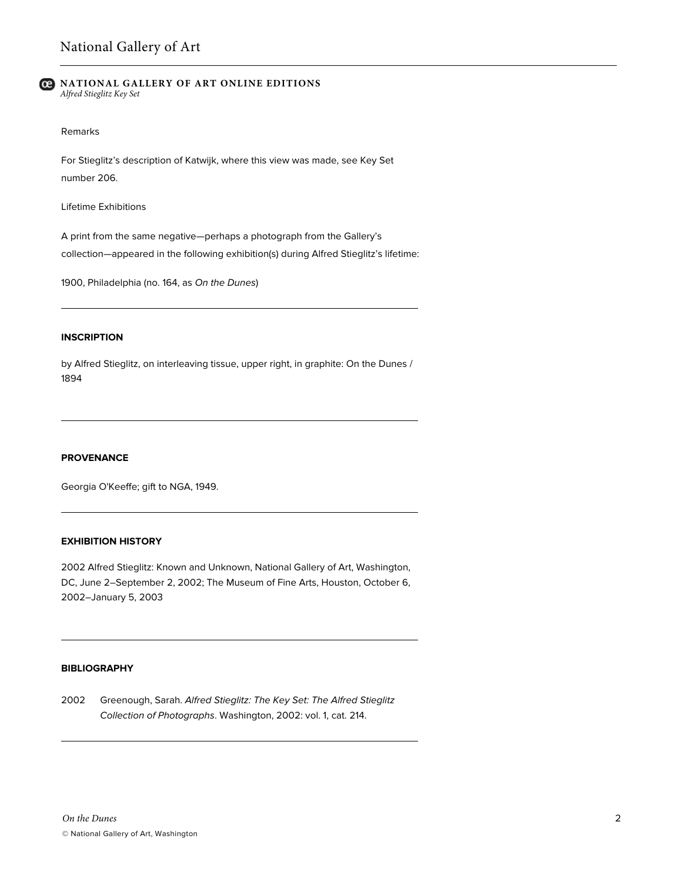Remarks

For Stieglitz's description of Katwijk, where this view was made, see Key Set number 206.

Lifetime Exhibitions

A print from the same negative—perhaps a photograph from the Gallery's collection—appeared in the following exhibition(s) during Alfred Stieglitz's lifetime:

1900, Philadelphia (no. 164, as *On the Dunes*)

## INSCRIPTION

by Alfred Stieglitz, on interleaving tissue, upper right, in graphite: On the Dunes / 1894

## PROVENANCE

Georgia O'Keeffe; gift to NGA, 1949.

## EXHIBITION HISTORY

2002 Alfred Stieglitz: Known and Unknown, National Gallery of Art, Washington, DC, June 2–September 2, 2002; The Museum of Fine Arts, Houston, October 6, 2002–January 5, 2003

## BIBLIOGRAPHY

2002 Greenough, Sarah. *Alfred Stieglitz: The Key Set: The Alfred Stieglitz Collection of Photographs*. Washington, 2002: vol. 1, cat. 214.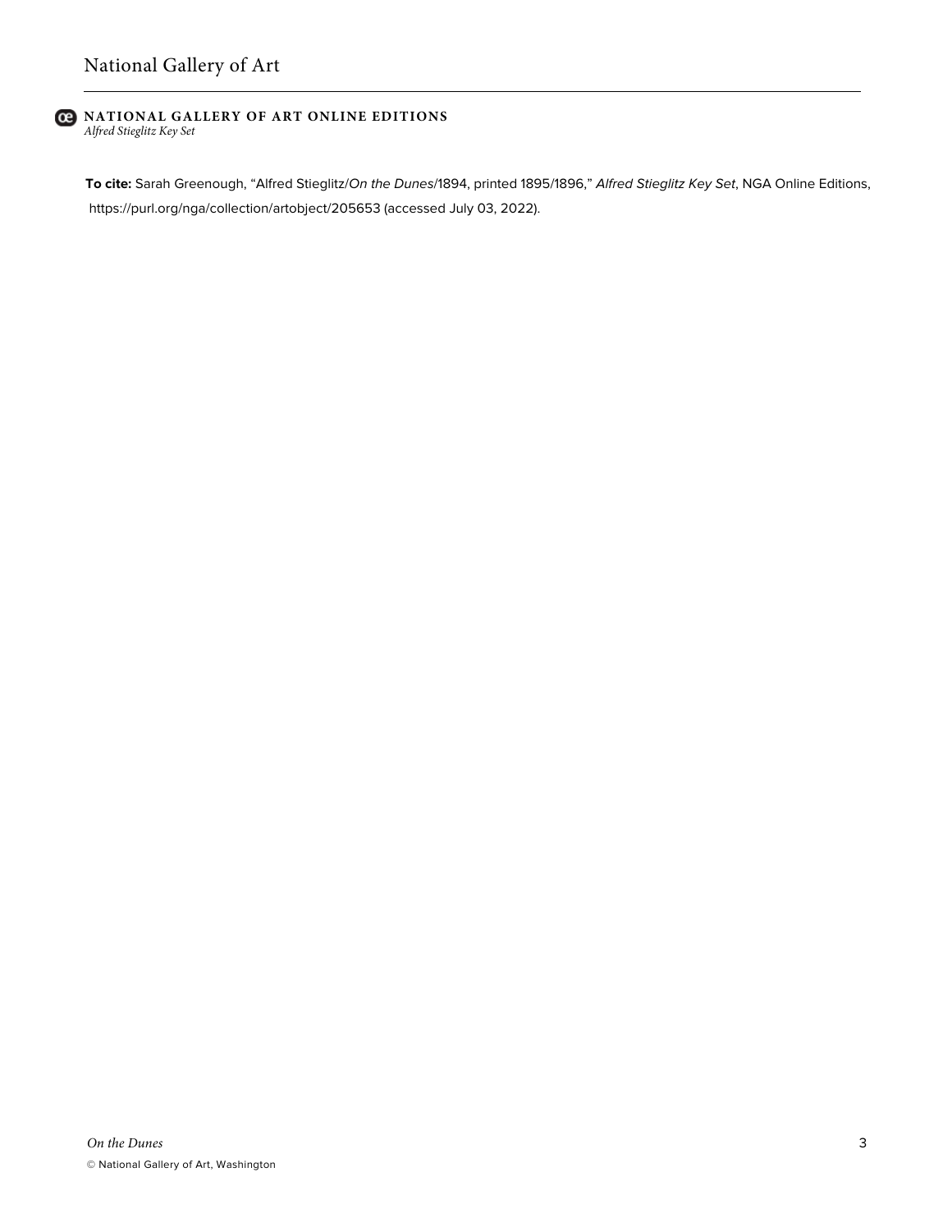**To cite:** Sarah Greenough, "Alfred Stieglitz/*On the Dunes*/1894, printed 1895/1896," *Alfred Stieglitz Key Set*, NGA Online Editions, https://purl.org/nga/collection/artobject/205653 (accessed July 03, 2022).